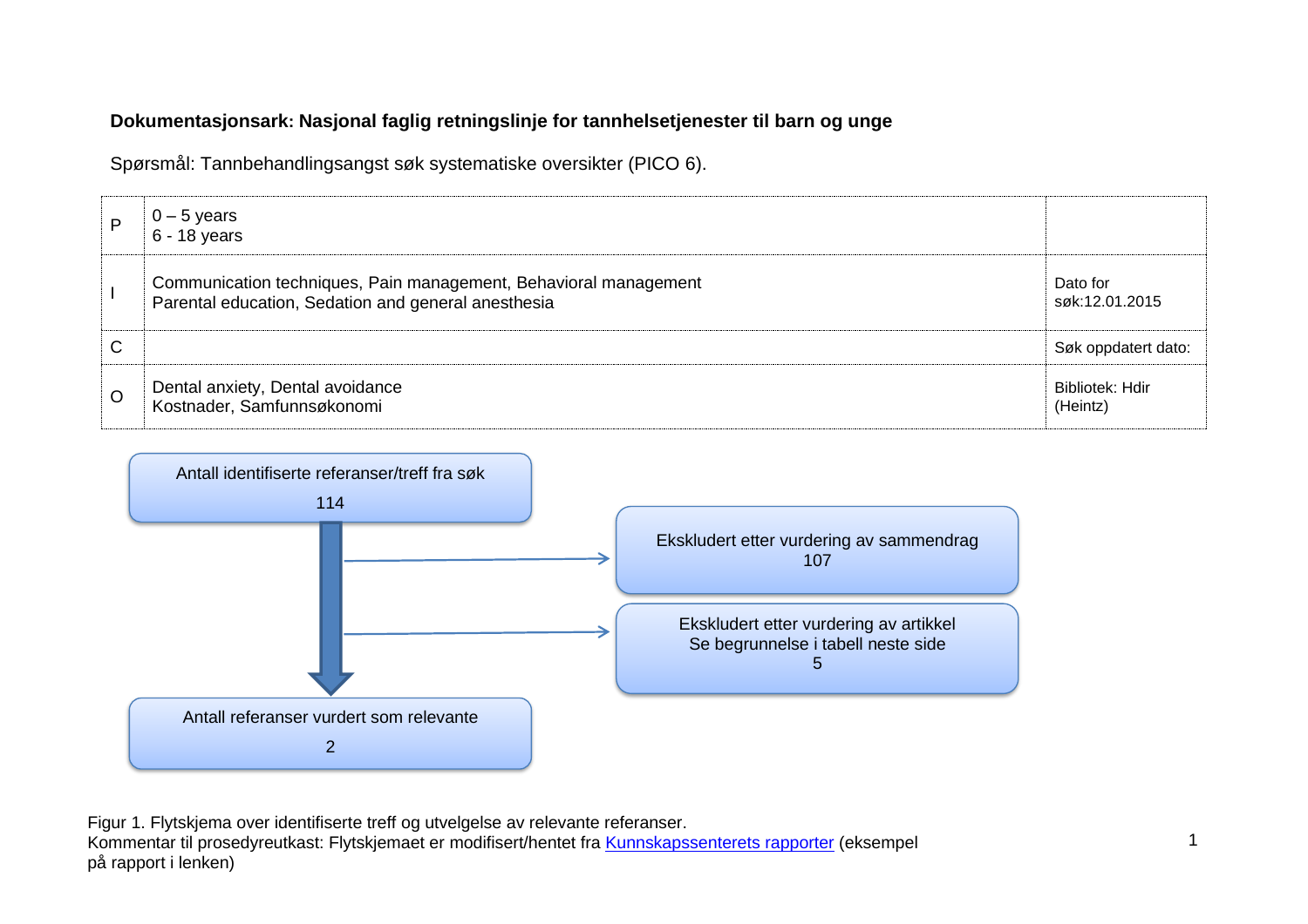**Dokumentasjonsark: Nasjonal faglig retningslinje for tannhelsetjenester til barn og unge**

Spørsmål: Tannbehandlingsangst søk systematiske oversikter (PICO 6).

| | | |
|---|---|---|
| P | 0 – 5 years<br>6 - 18 years | |
| I | Communication techniques, Pain management, Behavioral management<br>Parental education, Sedation and general anesthesia | Dato for søk:12.01.2015 |
| C | | Søk oppdatert dato: |
| O | Dental anxiety, Dental avoidance<br>Kostnader, Samfunnsøkonomi | Bibliotek: Hdir (Heintz) |

Antall identifiserte referanser/treff fra søk
114

→ Ekskludert etter vurdering av sammendrag
107

→ Ekskludert etter vurdering av artikkel
Se begrunnelse i tabell neste side
5

Antall referanser vurdert som relevante
2

Figur 1. Flytskjema over identifiserte treff og utvelgelse av relevante referanser.
Kommentar til prosedyreutkast: Flytskjemaet er modifisert/hentet fra Kunnskapssenterets rapporter (eksempel på rapport i lenken)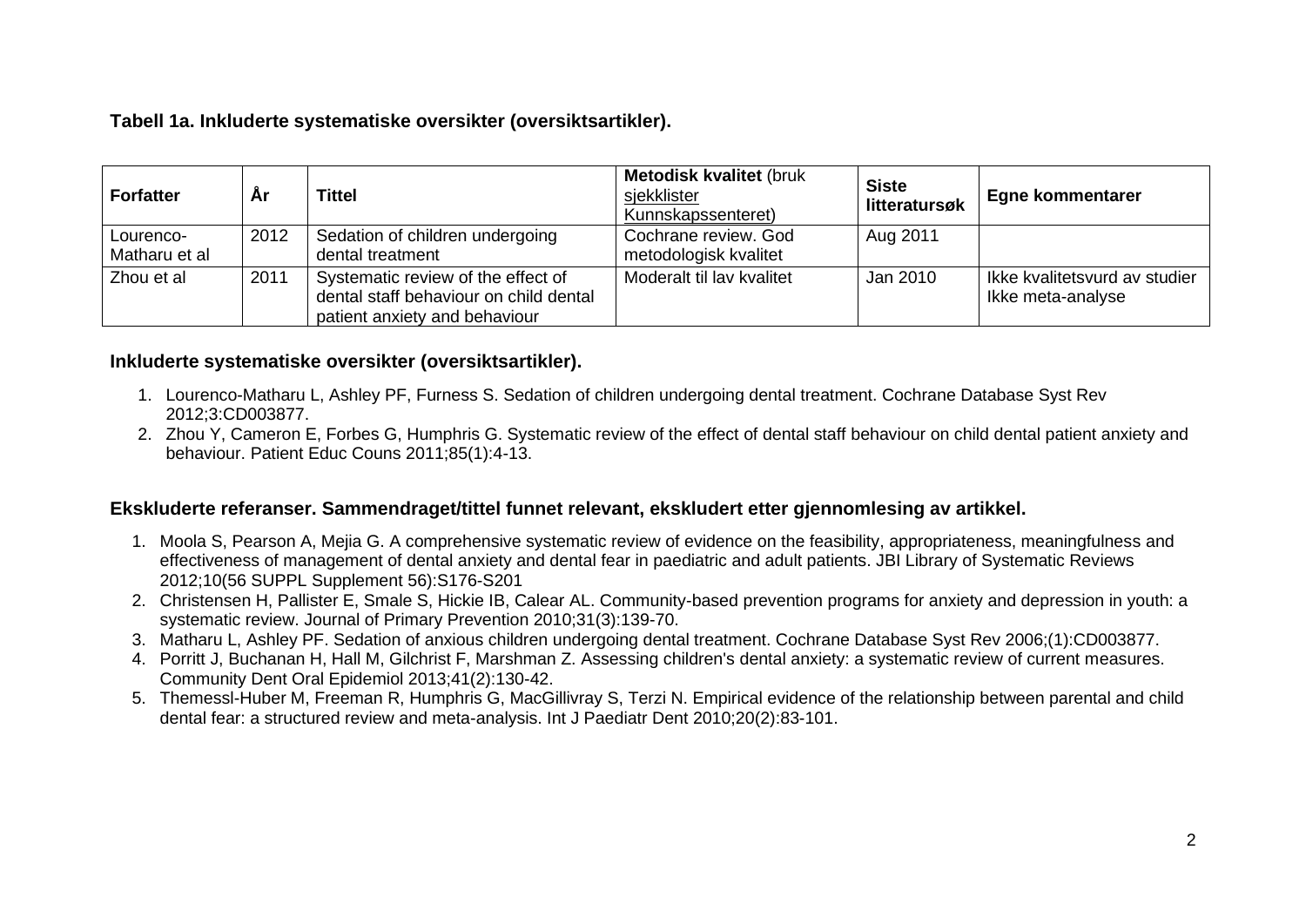**Tabell 1a. Inkluderte systematiske oversikter (oversiktsartikler).**

| Forfatter | År | Tittel | Metodisk kvalitet (bruk sjekklister Kunnskapssenteret) | Siste litteratursøk | Egne kommentarer |
|---|---|---|---|---|---|
| Lourenco-Matharu et al | 2012 | Sedation of children undergoing dental treatment | Cochrane review. God metodologisk kvalitet | Aug 2011 | |
| Zhou et al | 2011 | Systematic review of the effect of dental staff behaviour on child dental patient anxiety and behaviour | Moderalt til lav kvalitet | Jan 2010 | Ikke kvalitetsvurd av studier Ikke meta-analyse |

**Inkluderte systematiske oversikter (oversiktsartikler).**

1. Lourenco-Matharu L, Ashley PF, Furness S. Sedation of children undergoing dental treatment. Cochrane Database Syst Rev 2012;3:CD003877.
2. Zhou Y, Cameron E, Forbes G, Humphris G. Systematic review of the effect of dental staff behaviour on child dental patient anxiety and behaviour. Patient Educ Couns 2011;85(1):4-13.

**Ekskluderte referanser. Sammendraget/tittel funnet relevant, ekskludert etter gjennomlesing av artikkel.**

1. Moola S, Pearson A, Mejia G. A comprehensive systematic review of evidence on the feasibility, appropriateness, meaningfulness and effectiveness of management of dental anxiety and dental fear in paediatric and adult patients. JBI Library of Systematic Reviews 2012;10(56 SUPPL Supplement 56):S176-S201
2. Christensen H, Pallister E, Smale S, Hickie IB, Calear AL. Community-based prevention programs for anxiety and depression in youth: a systematic review. Journal of Primary Prevention 2010;31(3):139-70.
3. Matharu L, Ashley PF. Sedation of anxious children undergoing dental treatment. Cochrane Database Syst Rev 2006;(1):CD003877.
4. Porritt J, Buchanan H, Hall M, Gilchrist F, Marshman Z. Assessing children's dental anxiety: a systematic review of current measures. Community Dent Oral Epidemiol 2013;41(2):130-42.
5. Themessl-Huber M, Freeman R, Humphris G, MacGillivray S, Terzi N. Empirical evidence of the relationship between parental and child dental fear: a structured review and meta-analysis. Int J Paediatr Dent 2010;20(2):83-101.